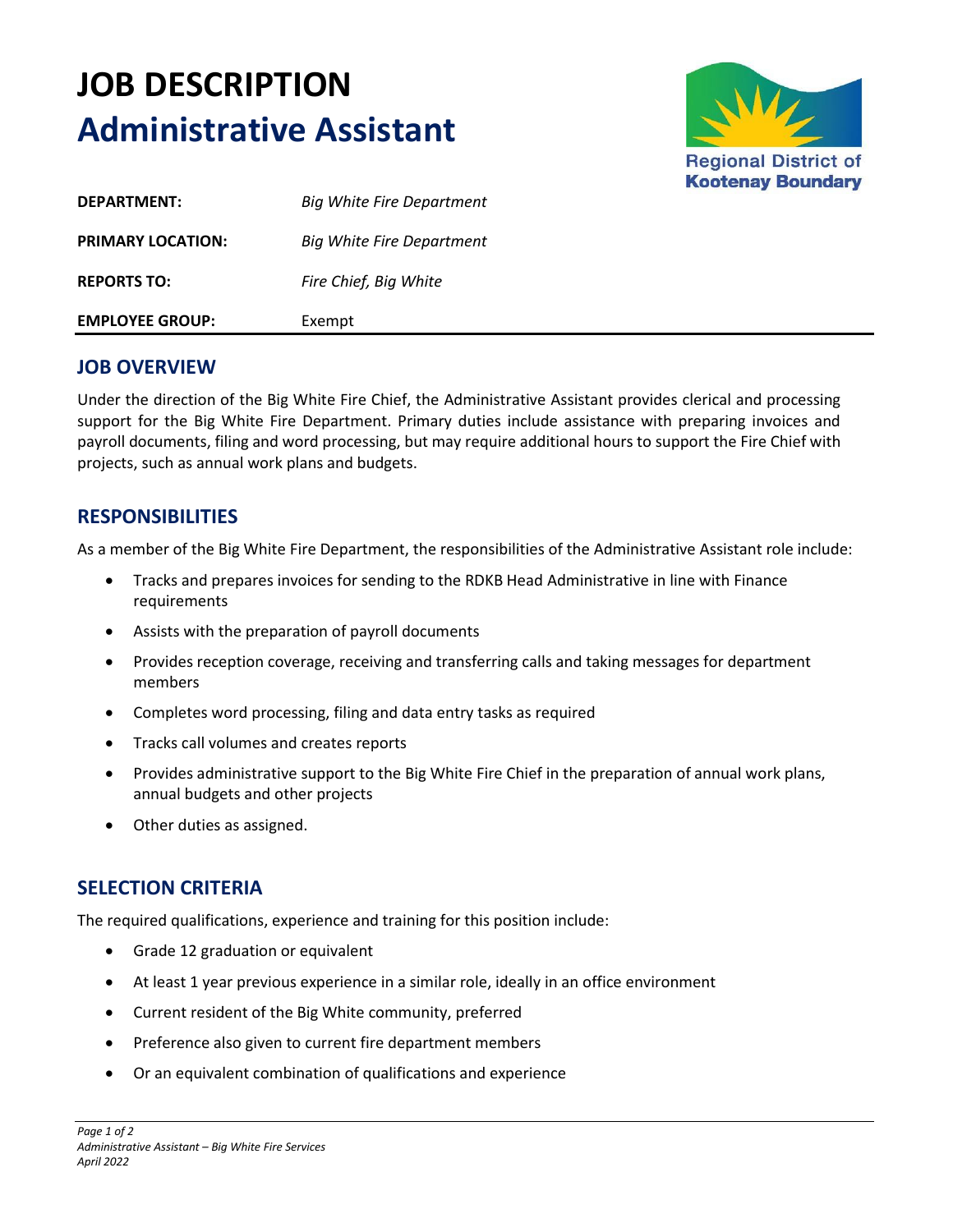# JOB DESCRIPTION
# Administrative Assistant

| | |
|---|---|
| **DEPARTMENT:** | *Big White Fire Department* |
| **PRIMARY LOCATION:** | *Big White Fire Department* |
| **REPORTS TO:** | *Fire Chief, Big White* |
| **EMPLOYEE GROUP:** | Exempt |

## JOB OVERVIEW

Under the direction of the Big White Fire Chief, the Administrative Assistant provides clerical and processing support for the Big White Fire Department. Primary duties include assistance with preparing invoices and payroll documents, filing and word processing, but may require additional hours to support the Fire Chief with projects, such as annual work plans and budgets.

## RESPONSIBILITIES

As a member of the Big White Fire Department, the responsibilities of the Administrative Assistant role include:

- Tracks and prepares invoices for sending to the RDKB Head Administrative in line with Finance requirements
- Assists with the preparation of payroll documents
- Provides reception coverage, receiving and transferring calls and taking messages for department members
- Completes word processing, filing and data entry tasks as required
- Tracks call volumes and creates reports
- Provides administrative support to the Big White Fire Chief in the preparation of annual work plans, annual budgets and other projects
- Other duties as assigned.

## SELECTION CRITERIA

The required qualifications, experience and training for this position include:

- Grade 12 graduation or equivalent
- At least 1 year previous experience in a similar role, ideally in an office environment
- Current resident of the Big White community, preferred
- Preference also given to current fire department members
- Or an equivalent combination of qualifications and experience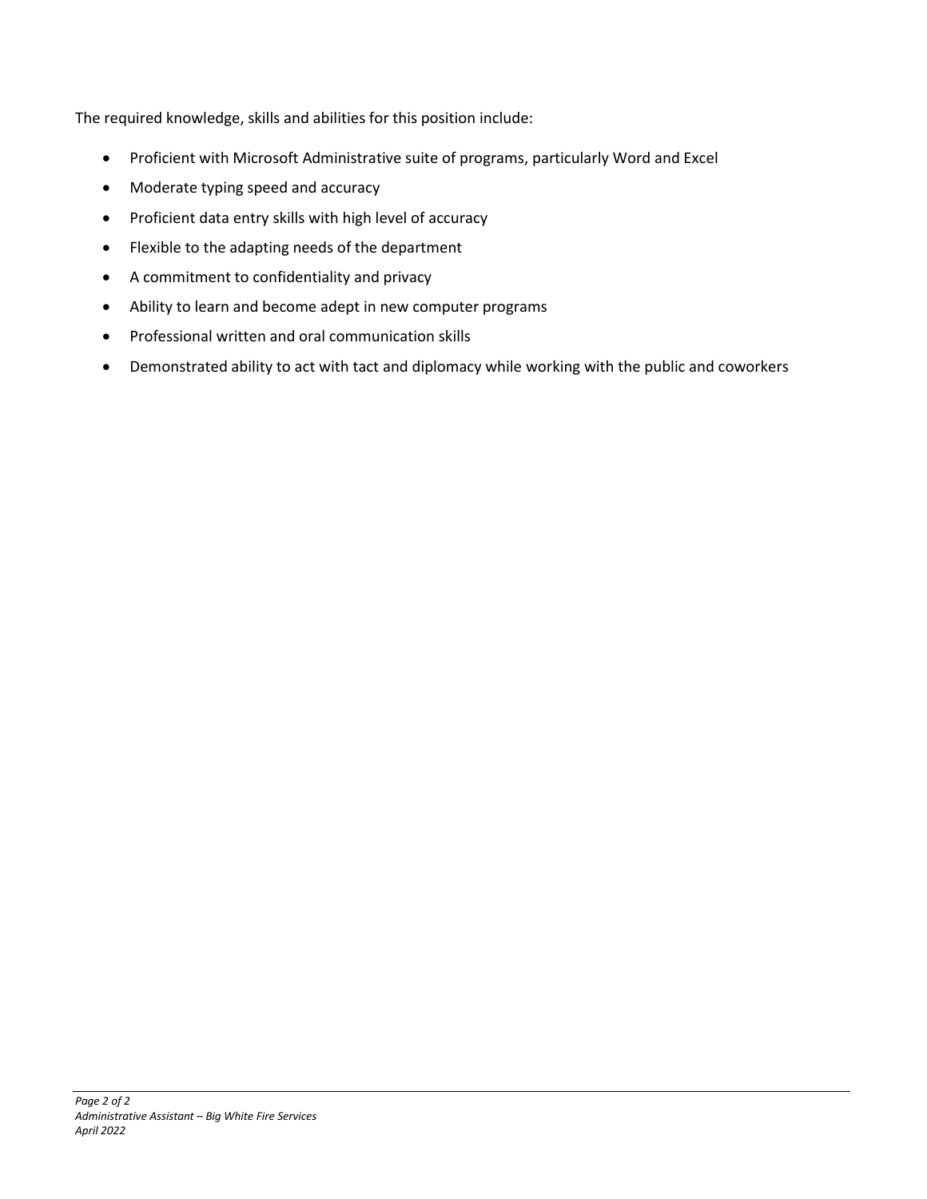The required knowledge, skills and abilities for this position include:

- Proficient with Microsoft Administrative suite of programs, particularly Word and Excel
- Moderate typing speed and accuracy
- Proficient data entry skills with high level of accuracy
- Flexible to the adapting needs of the department
- A commitment to confidentiality and privacy
- Ability to learn and become adept in new computer programs
- Professional written and oral communication skills
- Demonstrated ability to act with tact and diplomacy while working with the public and coworkers